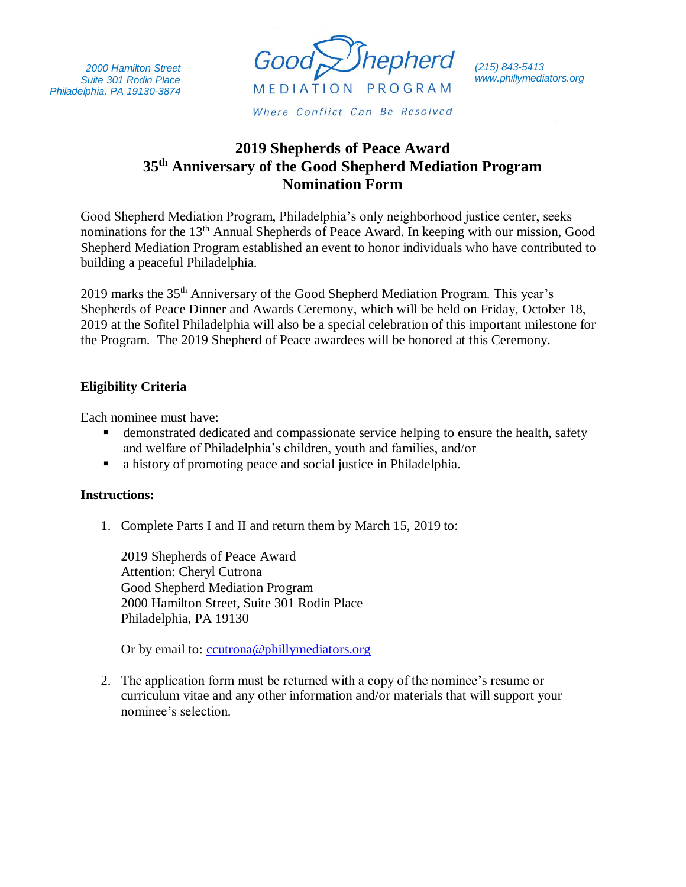2000 Hamilton Street
Suite 301 Rodin Place
Philadelphia, PA 19130-3874

Good Shepherd
MEDIATION PROGRAM
*Where Conflict Can Be Resolved*

(215) 843-5413
www.phillymediators.org

# 2019 Shepherds of Peace Award
# 35th Anniversary of the Good Shepherd Mediation Program
# Nomination Form

Good Shepherd Mediation Program, Philadelphia's only neighborhood justice center, seeks nominations for the 13th Annual Shepherds of Peace Award. In keeping with our mission, Good Shepherd Mediation Program established an event to honor individuals who have contributed to building a peaceful Philadelphia.

2019 marks the 35th Anniversary of the Good Shepherd Mediation Program. This year's Shepherds of Peace Dinner and Awards Ceremony, which will be held on Friday, October 18, 2019 at the Sofitel Philadelphia will also be a special celebration of this important milestone for the Program. The 2019 Shepherd of Peace awardees will be honored at this Ceremony.

**Eligibility Criteria**

Each nominee must have:

- demonstrated dedicated and compassionate service helping to ensure the health, safety and welfare of Philadelphia's children, youth and families, and/or
- a history of promoting peace and social justice in Philadelphia.

**Instructions:**

1. Complete Parts I and II and return them by March 15, 2019 to:

   2019 Shepherds of Peace Award
   Attention: Cheryl Cutrona
   Good Shepherd Mediation Program
   2000 Hamilton Street, Suite 301 Rodin Place
   Philadelphia, PA 19130

   Or by email to: ccutrona@phillymediators.org

2. The application form must be returned with a copy of the nominee's resume or curriculum vitae and any other information and/or materials that will support your nominee's selection.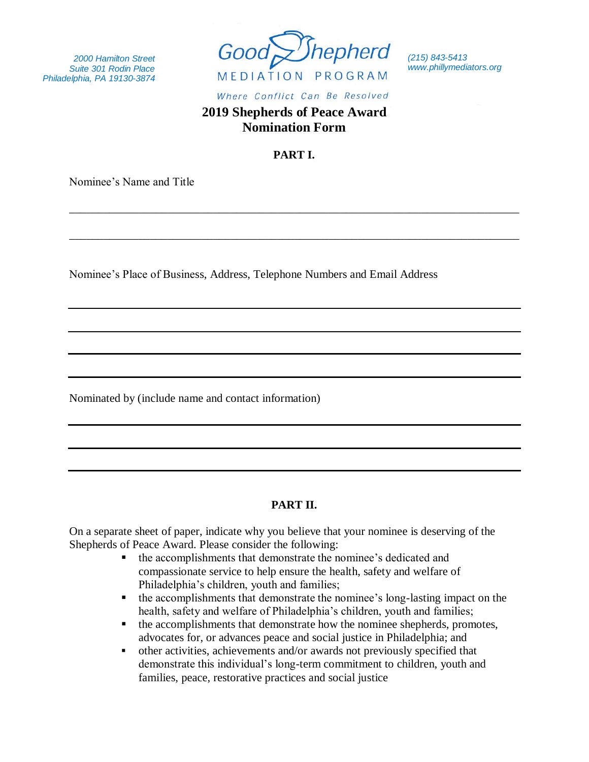2000 Hamilton Street
Suite 301 Rodin Place
Philadelphia, PA 19130-3874

Good Shepherd
MEDIATION PROGRAM
*Where Conflict Can Be Resolved*

(215) 843-5413
www.phillymediators.org

# 2019 Shepherds of Peace Award Nomination Form

## PART I.

Nominee's Name and Title

_______________________________________________________________________________

_______________________________________________________________________________

Nominee's Place of Business, Address, Telephone Numbers and Email Address

_______________________________________________________________________________

_______________________________________________________________________________

_______________________________________________________________________________

_______________________________________________________________________________

Nominated by (include name and contact information)

_______________________________________________________________________________

_______________________________________________________________________________

_______________________________________________________________________________

## PART II.

On a separate sheet of paper, indicate why you believe that your nominee is deserving of the Shepherds of Peace Award. Please consider the following:

- the accomplishments that demonstrate the nominee's dedicated and compassionate service to help ensure the health, safety and welfare of Philadelphia's children, youth and families;
- the accomplishments that demonstrate the nominee's long-lasting impact on the health, safety and welfare of Philadelphia's children, youth and families;
- the accomplishments that demonstrate how the nominee shepherds, promotes, advocates for, or advances peace and social justice in Philadelphia; and
- other activities, achievements and/or awards not previously specified that demonstrate this individual's long-term commitment to children, youth and families, peace, restorative practices and social justice